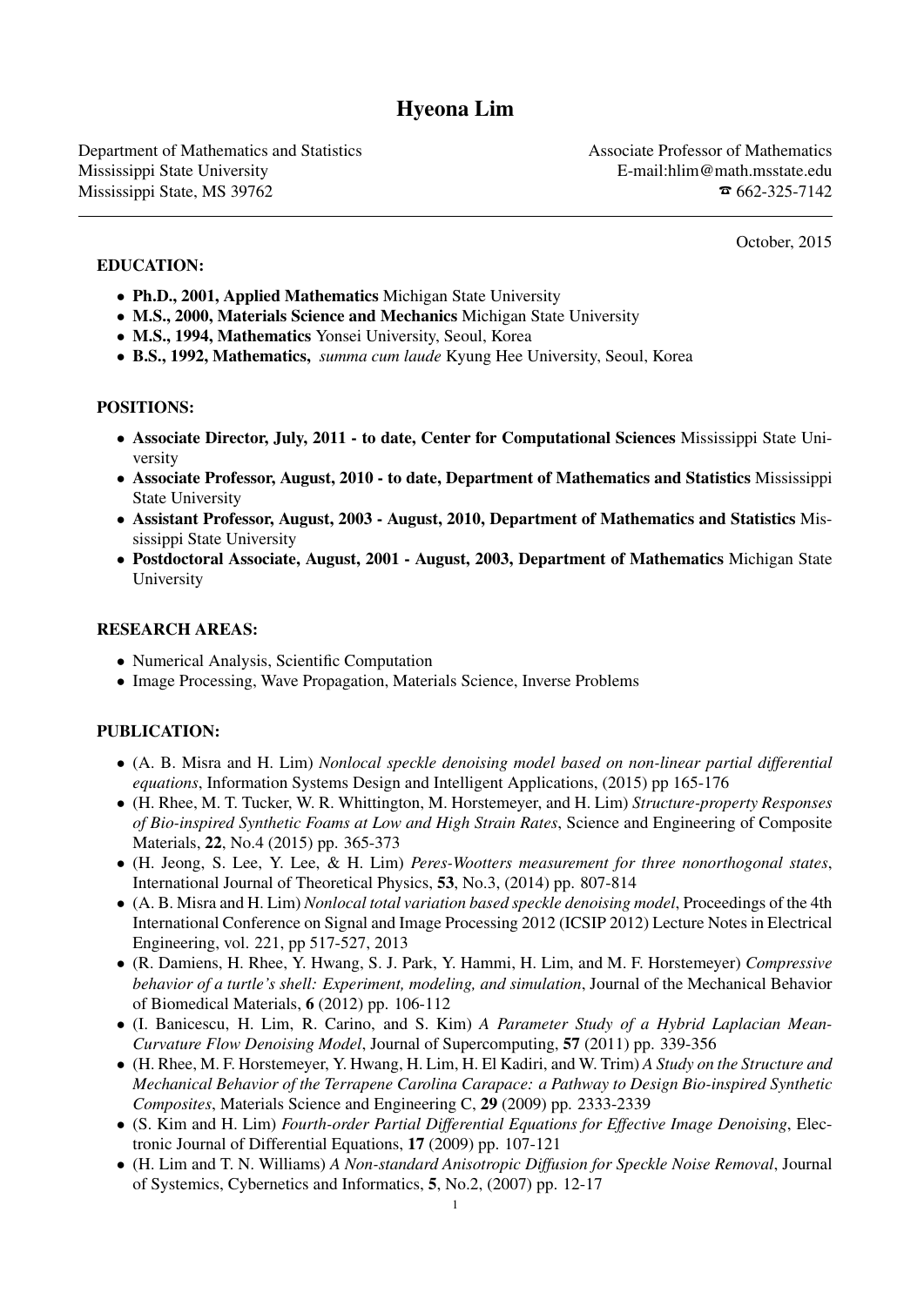# Hyeona Lim

Department of Mathematics and Statistics
Mississippi State University
Mississippi State, MS 39762

Associate Professor of Mathematics
E-mail:hlim@math.msstate.edu
☎ 662-325-7142

October, 2015

## EDUCATION:

- **Ph.D., 2001, Applied Mathematics** Michigan State University
- **M.S., 2000, Materials Science and Mechanics** Michigan State University
- **M.S., 1994, Mathematics** Yonsei University, Seoul, Korea
- **B.S., 1992, Mathematics,** *summa cum laude* Kyung Hee University, Seoul, Korea

## POSITIONS:

- **Associate Director, July, 2011 - to date, Center for Computational Sciences** Mississippi State University
- **Associate Professor, August, 2010 - to date, Department of Mathematics and Statistics** Mississippi State University
- **Assistant Professor, August, 2003 - August, 2010, Department of Mathematics and Statistics** Mississippi State University
- **Postdoctoral Associate, August, 2001 - August, 2003, Department of Mathematics** Michigan State University

## RESEARCH AREAS:

- Numerical Analysis, Scientific Computation
- Image Processing, Wave Propagation, Materials Science, Inverse Problems

## PUBLICATION:

- (A. B. Misra and H. Lim) *Nonlocal speckle denoising model based on non-linear partial differential equations*, Information Systems Design and Intelligent Applications, (2015) pp 165-176
- (H. Rhee, M. T. Tucker, W. R. Whittington, M. Horstemeyer, and H. Lim) *Structure-property Responses of Bio-inspired Synthetic Foams at Low and High Strain Rates*, Science and Engineering of Composite Materials, **22**, No.4 (2015) pp. 365-373
- (H. Jeong, S. Lee, Y. Lee, & H. Lim) *Peres-Wootters measurement for three nonorthogonal states*, International Journal of Theoretical Physics, **53**, No.3, (2014) pp. 807-814
- (A. B. Misra and H. Lim) *Nonlocal total variation based speckle denoising model*, Proceedings of the 4th International Conference on Signal and Image Processing 2012 (ICSIP 2012) Lecture Notes in Electrical Engineering, vol. 221, pp 517-527, 2013
- (R. Damiens, H. Rhee, Y. Hwang, S. J. Park, Y. Hammi, H. Lim, and M. F. Horstemeyer) *Compressive behavior of a turtle's shell: Experiment, modeling, and simulation*, Journal of the Mechanical Behavior of Biomedical Materials, **6** (2012) pp. 106-112
- (I. Banicescu, H. Lim, R. Carino, and S. Kim) *A Parameter Study of a Hybrid Laplacian Mean-Curvature Flow Denoising Model*, Journal of Supercomputing, **57** (2011) pp. 339-356
- (H. Rhee, M. F. Horstemeyer, Y. Hwang, H. Lim, H. El Kadiri, and W. Trim) *A Study on the Structure and Mechanical Behavior of the Terrapene Carolina Carapace: a Pathway to Design Bio-inspired Synthetic Composites*, Materials Science and Engineering C, **29** (2009) pp. 2333-2339
- (S. Kim and H. Lim) *Fourth-order Partial Differential Equations for Effective Image Denoising*, Electronic Journal of Differential Equations, **17** (2009) pp. 107-121
- (H. Lim and T. N. Williams) *A Non-standard Anisotropic Diffusion for Speckle Noise Removal*, Journal of Systemics, Cybernetics and Informatics, **5**, No.2, (2007) pp. 12-17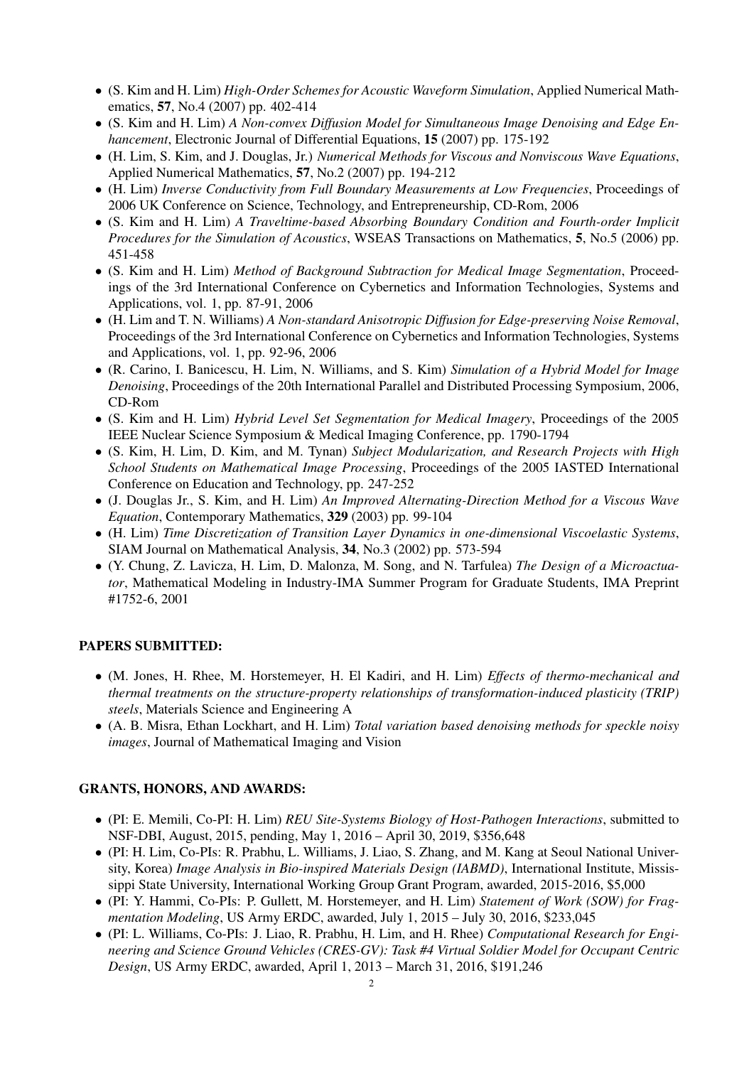- (S. Kim and H. Lim) *High-Order Schemes for Acoustic Waveform Simulation*, Applied Numerical Mathematics, **57**, No.4 (2007) pp. 402-414
- (S. Kim and H. Lim) *A Non-convex Diffusion Model for Simultaneous Image Denoising and Edge Enhancement*, Electronic Journal of Differential Equations, **15** (2007) pp. 175-192
- (H. Lim, S. Kim, and J. Douglas, Jr.) *Numerical Methods for Viscous and Nonviscous Wave Equations*, Applied Numerical Mathematics, **57**, No.2 (2007) pp. 194-212
- (H. Lim) *Inverse Conductivity from Full Boundary Measurements at Low Frequencies*, Proceedings of 2006 UK Conference on Science, Technology, and Entrepreneurship, CD-Rom, 2006
- (S. Kim and H. Lim) *A Traveltime-based Absorbing Boundary Condition and Fourth-order Implicit Procedures for the Simulation of Acoustics*, WSEAS Transactions on Mathematics, **5**, No.5 (2006) pp. 451-458
- (S. Kim and H. Lim) *Method of Background Subtraction for Medical Image Segmentation*, Proceedings of the 3rd International Conference on Cybernetics and Information Technologies, Systems and Applications, vol. 1, pp. 87-91, 2006
- (H. Lim and T. N. Williams) *A Non-standard Anisotropic Diffusion for Edge-preserving Noise Removal*, Proceedings of the 3rd International Conference on Cybernetics and Information Technologies, Systems and Applications, vol. 1, pp. 92-96, 2006
- (R. Carino, I. Banicescu, H. Lim, N. Williams, and S. Kim) *Simulation of a Hybrid Model for Image Denoising*, Proceedings of the 20th International Parallel and Distributed Processing Symposium, 2006, CD-Rom
- (S. Kim and H. Lim) *Hybrid Level Set Segmentation for Medical Imagery*, Proceedings of the 2005 IEEE Nuclear Science Symposium & Medical Imaging Conference, pp. 1790-1794
- (S. Kim, H. Lim, D. Kim, and M. Tynan) *Subject Modularization, and Research Projects with High School Students on Mathematical Image Processing*, Proceedings of the 2005 IASTED International Conference on Education and Technology, pp. 247-252
- (J. Douglas Jr., S. Kim, and H. Lim) *An Improved Alternating-Direction Method for a Viscous Wave Equation*, Contemporary Mathematics, **329** (2003) pp. 99-104
- (H. Lim) *Time Discretization of Transition Layer Dynamics in one-dimensional Viscoelastic Systems*, SIAM Journal on Mathematical Analysis, **34**, No.3 (2002) pp. 573-594
- (Y. Chung, Z. Lavicza, H. Lim, D. Malonza, M. Song, and N. Tarfulea) *The Design of a Microactuator*, Mathematical Modeling in Industry-IMA Summer Program for Graduate Students, IMA Preprint #1752-6, 2001

## PAPERS SUBMITTED:

- (M. Jones, H. Rhee, M. Horstemeyer, H. El Kadiri, and H. Lim) *Effects of thermo-mechanical and thermal treatments on the structure-property relationships of transformation-induced plasticity (TRIP) steels*, Materials Science and Engineering A
- (A. B. Misra, Ethan Lockhart, and H. Lim) *Total variation based denoising methods for speckle noisy images*, Journal of Mathematical Imaging and Vision

## GRANTS, HONORS, AND AWARDS:

- (PI: E. Memili, Co-PI: H. Lim) *REU Site-Systems Biology of Host-Pathogen Interactions*, submitted to NSF-DBI, August, 2015, pending, May 1, 2016 – April 30, 2019, \$356,648
- (PI: H. Lim, Co-PIs: R. Prabhu, L. Williams, J. Liao, S. Zhang, and M. Kang at Seoul National University, Korea) *Image Analysis in Bio-inspired Materials Design (IABMD)*, International Institute, Mississippi State University, International Working Group Grant Program, awarded, 2015-2016, \$5,000
- (PI: Y. Hammi, Co-PIs: P. Gullett, M. Horstemeyer, and H. Lim) *Statement of Work (SOW) for Fragmentation Modeling*, US Army ERDC, awarded, July 1, 2015 – July 30, 2016, \$233,045
- (PI: L. Williams, Co-PIs: J. Liao, R. Prabhu, H. Lim, and H. Rhee) *Computational Research for Engineering and Science Ground Vehicles (CRES-GV): Task #4 Virtual Soldier Model for Occupant Centric Design*, US Army ERDC, awarded, April 1, 2013 – March 31, 2016, \$191,246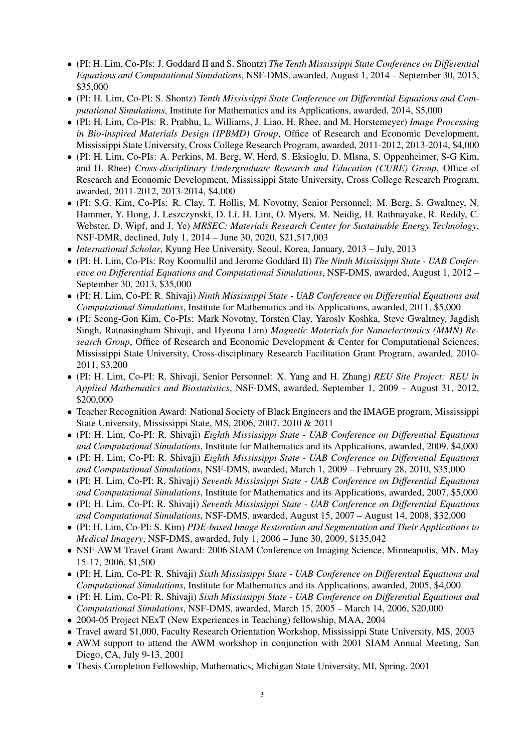- (PI: H. Lim, Co-PIs: J. Goddard II and S. Shontz) *The Tenth Mississippi State Conference on Differential Equations and Computational Simulations*, NSF-DMS, awarded, August 1, 2014 – September 30, 2015, \$35,000
- (PI: H. Lim, Co-PI: S. Shontz) *Tenth Mississippi State Conference on Differential Equations and Computational Simulations*, Institute for Mathematics and its Applications, awarded, 2014, \$5,000
- (PI: H. Lim, Co-PIs: R. Prabhu, L. Williams, J. Liao, H. Rhee, and M. Horstemeyer) *Image Processing in Bio-inspired Materials Design (IPBMD) Group*, Office of Research and Economic Development, Mississippi State University, Cross College Research Program, awarded, 2011-2012, 2013-2014, \$4,000
- (PI: H. Lim, Co-PIs: A. Perkins, M. Berg, W. Herd, S. Eksioglu, D. Mlsna, S. Oppenheimer, S-G Kim, and H. Rhee) *Cross-disciplinary Undergraduate Research and Education (CURE) Group*, Office of Research and Economic Development, Mississippi State University, Cross College Research Program, awarded, 2011-2012, 2013-2014, \$4,000
- (PI: S.G. Kim, Co-PIs: R. Clay, T. Hollis, M. Novotny, Senior Personnel: M. Berg, S. Gwaltney, N. Hammer, Y. Hong, J. Leszczynski, D. Li, H. Lim, O. Myers, M. Neidig, H. Rathnayake, R. Reddy, C. Webster, D. Wipf, and J. Ye) *MRSEC: Materials Research Center for Sustainable Energy Technology*, NSF-DMR, declined, July 1, 2014 – June 30, 2020, \$21,517,003
- *International Scholar*, Kyung Hee University, Seoul, Korea, January, 2013 – July, 2013
- (PI: H. Lim, Co-PIs: Roy Koomullil and Jerome Goddard II) *The Ninth Mississippi State - UAB Conference on Differential Equations and Computational Simulations*, NSF-DMS, awarded, August 1, 2012 – September 30, 2013, \$35,000
- (PI: H. Lim, Co-PI: R. Shivaji) *Ninth Mississippi State - UAB Conference on Differential Equations and Computational Simulations*, Institute for Mathematics and its Applications, awarded, 2011, \$5,000
- (PI: Seong-Gon Kim, Co-PIs: Mark Novotny, Torsten Clay, Yaroslv Koshka, Steve Gwaltney, Jagdish Singh, Ratnasingham Shivaji, and Hyeona Lim) *Magnetic Materials for Nanoelectronics (MMN) Research Group*, Office of Research and Economic Development & Center for Computational Sciences, Mississippi State University, Cross-disciplinary Research Facilitation Grant Program, awarded, 2010-2011, \$3,200
- (PI: H. Lim, Co-PI: R. Shivaji, Senior Personnel: X. Yang and H. Zhang) *REU Site Project: REU in Applied Mathematics and Biostatistics*, NSF-DMS, awarded, September 1, 2009 – August 31, 2012, \$200,000
- Teacher Recognition Award: National Society of Black Engineers and the IMAGE program, Mississippi State University, Mississippi State, MS, 2006, 2007, 2010 & 2011
- (PI: H. Lim, Co-PI: R. Shivaji) *Eighth Mississippi State - UAB Conference on Differential Equations and Computational Simulations*, Institute for Mathematics and its Applications, awarded, 2009, \$4,000
- (PI: H. Lim, Co-PI: R. Shivaji) *Eighth Mississippi State - UAB Conference on Differential Equations and Computational Simulations*, NSF-DMS, awarded, March 1, 2009 – February 28, 2010, \$35,000
- (PI: H. Lim, Co-PI: R. Shivaji) *Seventh Mississippi State - UAB Conference on Differential Equations and Computational Simulations*, Institute for Mathematics and its Applications, awarded, 2007, \$5,000
- (PI: H. Lim, Co-PI: R. Shivaji) *Seventh Mississippi State - UAB Conference on Differential Equations and Computational Simulations*, NSF-DMS, awarded, August 15, 2007 – August 14, 2008, \$32,000
- (PI: H. Lim, Co-PI: S. Kim) *PDE-based Image Restoration and Segmentation and Their Applications to Medical Imagery*, NSF-DMS, awarded, July 1, 2006 – June 30, 2009, \$135,042
- NSF-AWM Travel Grant Award: 2006 SIAM Conference on Imaging Science, Minneapolis, MN, May 15-17, 2006, \$1,500
- (PI: H. Lim, Co-PI: R. Shivaji) *Sixth Mississippi State - UAB Conference on Differential Equations and Computational Simulations*, Institute for Mathematics and its Applications, awarded, 2005, \$4,000
- (PI: H. Lim, Co-PI: R. Shivaji) *Sixth Mississippi State - UAB Conference on Differential Equations and Computational Simulations*, NSF-DMS, awarded, March 15, 2005 – March 14, 2006, \$20,000
- 2004-05 Project NExT (New Experiences in Teaching) fellowship, MAA, 2004
- Travel award \$1,000, Faculty Research Orientation Workshop, Mississippi State University, MS, 2003
- AWM support to attend the AWM workshop in conjunction with 2001 SIAM Annual Meeting, San Diego, CA, July 9-13, 2001
- Thesis Completion Fellowship, Mathematics, Michigan State University, MI, Spring, 2001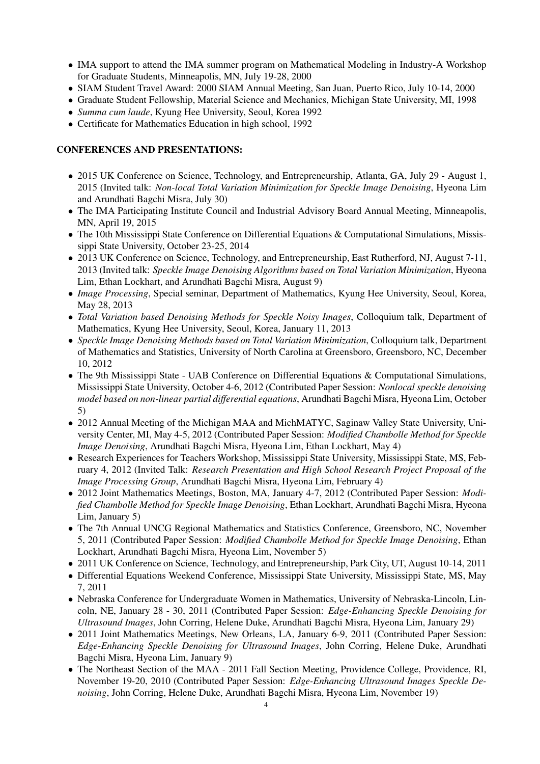- IMA support to attend the IMA summer program on Mathematical Modeling in Industry-A Workshop for Graduate Students, Minneapolis, MN, July 19-28, 2000
- SIAM Student Travel Award: 2000 SIAM Annual Meeting, San Juan, Puerto Rico, July 10-14, 2000
- Graduate Student Fellowship, Material Science and Mechanics, Michigan State University, MI, 1998
- *Summa cum laude*, Kyung Hee University, Seoul, Korea 1992
- Certificate for Mathematics Education in high school, 1992

**CONFERENCES AND PRESENTATIONS:**

- 2015 UK Conference on Science, Technology, and Entrepreneurship, Atlanta, GA, July 29 - August 1, 2015 (Invited talk: *Non-local Total Variation Minimization for Speckle Image Denoising*, Hyeona Lim and Arundhati Bagchi Misra, July 30)
- The IMA Participating Institute Council and Industrial Advisory Board Annual Meeting, Minneapolis, MN, April 19, 2015
- The 10th Mississippi State Conference on Differential Equations & Computational Simulations, Mississippi State University, October 23-25, 2014
- 2013 UK Conference on Science, Technology, and Entrepreneurship, East Rutherford, NJ, August 7-11, 2013 (Invited talk: *Speckle Image Denoising Algorithms based on Total Variation Minimization*, Hyeona Lim, Ethan Lockhart, and Arundhati Bagchi Misra, August 9)
- *Image Processing*, Special seminar, Department of Mathematics, Kyung Hee University, Seoul, Korea, May 28, 2013
- *Total Variation based Denoising Methods for Speckle Noisy Images*, Colloquium talk, Department of Mathematics, Kyung Hee University, Seoul, Korea, January 11, 2013
- *Speckle Image Denoising Methods based on Total Variation Minimization*, Colloquium talk, Department of Mathematics and Statistics, University of North Carolina at Greensboro, Greensboro, NC, December 10, 2012
- The 9th Mississippi State - UAB Conference on Differential Equations & Computational Simulations, Mississippi State University, October 4-6, 2012 (Contributed Paper Session: *Nonlocal speckle denoising model based on non-linear partial differential equations*, Arundhati Bagchi Misra, Hyeona Lim, October 5)
- 2012 Annual Meeting of the Michigan MAA and MichMATYC, Saginaw Valley State University, University Center, MI, May 4-5, 2012 (Contributed Paper Session: *Modified Chambolle Method for Speckle Image Denoising*, Arundhati Bagchi Misra, Hyeona Lim, Ethan Lockhart, May 4)
- Research Experiences for Teachers Workshop, Mississippi State University, Mississippi State, MS, February 4, 2012 (Invited Talk: *Research Presentation and High School Research Project Proposal of the Image Processing Group*, Arundhati Bagchi Misra, Hyeona Lim, February 4)
- 2012 Joint Mathematics Meetings, Boston, MA, January 4-7, 2012 (Contributed Paper Session: *Modified Chambolle Method for Speckle Image Denoising*, Ethan Lockhart, Arundhati Bagchi Misra, Hyeona Lim, January 5)
- The 7th Annual UNCG Regional Mathematics and Statistics Conference, Greensboro, NC, November 5, 2011 (Contributed Paper Session: *Modified Chambolle Method for Speckle Image Denoising*, Ethan Lockhart, Arundhati Bagchi Misra, Hyeona Lim, November 5)
- 2011 UK Conference on Science, Technology, and Entrepreneurship, Park City, UT, August 10-14, 2011
- Differential Equations Weekend Conference, Mississippi State University, Mississippi State, MS, May 7, 2011
- Nebraska Conference for Undergraduate Women in Mathematics, University of Nebraska-Lincoln, Lincoln, NE, January 28 - 30, 2011 (Contributed Paper Session: *Edge-Enhancing Speckle Denoising for Ultrasound Images*, John Corring, Helene Duke, Arundhati Bagchi Misra, Hyeona Lim, January 29)
- 2011 Joint Mathematics Meetings, New Orleans, LA, January 6-9, 2011 (Contributed Paper Session: *Edge-Enhancing Speckle Denoising for Ultrasound Images*, John Corring, Helene Duke, Arundhati Bagchi Misra, Hyeona Lim, January 9)
- The Northeast Section of the MAA - 2011 Fall Section Meeting, Providence College, Providence, RI, November 19-20, 2010 (Contributed Paper Session: *Edge-Enhancing Ultrasound Images Speckle Denoising*, John Corring, Helene Duke, Arundhati Bagchi Misra, Hyeona Lim, November 19)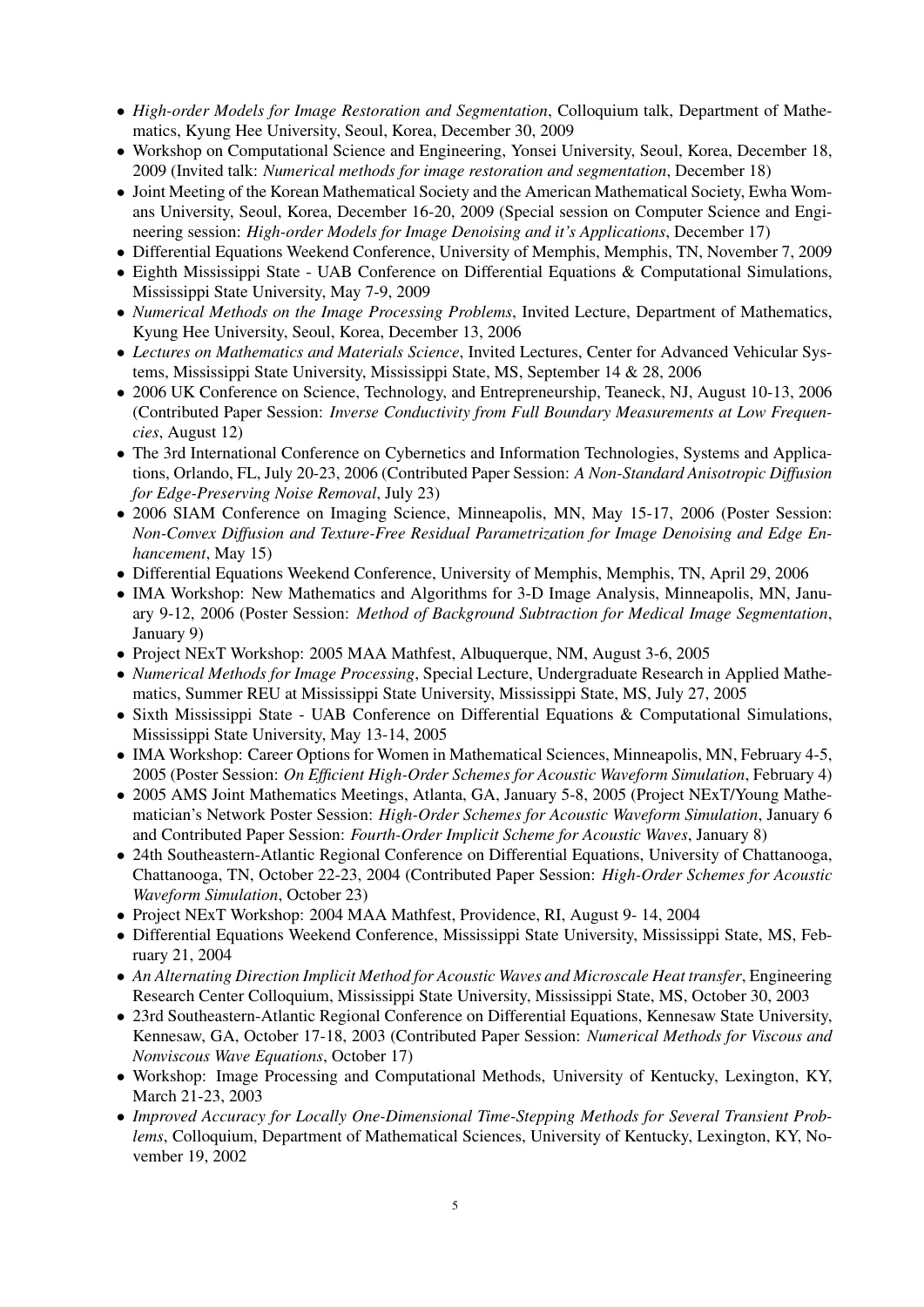- *High-order Models for Image Restoration and Segmentation*, Colloquium talk, Department of Mathematics, Kyung Hee University, Seoul, Korea, December 30, 2009
- Workshop on Computational Science and Engineering, Yonsei University, Seoul, Korea, December 18, 2009 (Invited talk: *Numerical methods for image restoration and segmentation*, December 18)
- Joint Meeting of the Korean Mathematical Society and the American Mathematical Society, Ewha Womans University, Seoul, Korea, December 16-20, 2009 (Special session on Computer Science and Engineering session: *High-order Models for Image Denoising and it's Applications*, December 17)
- Differential Equations Weekend Conference, University of Memphis, Memphis, TN, November 7, 2009
- Eighth Mississippi State - UAB Conference on Differential Equations & Computational Simulations, Mississippi State University, May 7-9, 2009
- *Numerical Methods on the Image Processing Problems*, Invited Lecture, Department of Mathematics, Kyung Hee University, Seoul, Korea, December 13, 2006
- *Lectures on Mathematics and Materials Science*, Invited Lectures, Center for Advanced Vehicular Systems, Mississippi State University, Mississippi State, MS, September 14 & 28, 2006
- 2006 UK Conference on Science, Technology, and Entrepreneurship, Teaneck, NJ, August 10-13, 2006 (Contributed Paper Session: *Inverse Conductivity from Full Boundary Measurements at Low Frequencies*, August 12)
- The 3rd International Conference on Cybernetics and Information Technologies, Systems and Applications, Orlando, FL, July 20-23, 2006 (Contributed Paper Session: *A Non-Standard Anisotropic Diffusion for Edge-Preserving Noise Removal*, July 23)
- 2006 SIAM Conference on Imaging Science, Minneapolis, MN, May 15-17, 2006 (Poster Session: *Non-Convex Diffusion and Texture-Free Residual Parametrization for Image Denoising and Edge Enhancement*, May 15)
- Differential Equations Weekend Conference, University of Memphis, Memphis, TN, April 29, 2006
- IMA Workshop: New Mathematics and Algorithms for 3-D Image Analysis, Minneapolis, MN, January 9-12, 2006 (Poster Session: *Method of Background Subtraction for Medical Image Segmentation*, January 9)
- Project NExT Workshop: 2005 MAA Mathfest, Albuquerque, NM, August 3-6, 2005
- *Numerical Methods for Image Processing*, Special Lecture, Undergraduate Research in Applied Mathematics, Summer REU at Mississippi State University, Mississippi State, MS, July 27, 2005
- Sixth Mississippi State - UAB Conference on Differential Equations & Computational Simulations, Mississippi State University, May 13-14, 2005
- IMA Workshop: Career Options for Women in Mathematical Sciences, Minneapolis, MN, February 4-5, 2005 (Poster Session: *On Efficient High-Order Schemes for Acoustic Waveform Simulation*, February 4)
- 2005 AMS Joint Mathematics Meetings, Atlanta, GA, January 5-8, 2005 (Project NExT/Young Mathematician's Network Poster Session: *High-Order Schemes for Acoustic Waveform Simulation*, January 6 and Contributed Paper Session: *Fourth-Order Implicit Scheme for Acoustic Waves*, January 8)
- 24th Southeastern-Atlantic Regional Conference on Differential Equations, University of Chattanooga, Chattanooga, TN, October 22-23, 2004 (Contributed Paper Session: *High-Order Schemes for Acoustic Waveform Simulation*, October 23)
- Project NExT Workshop: 2004 MAA Mathfest, Providence, RI, August 9- 14, 2004
- Differential Equations Weekend Conference, Mississippi State University, Mississippi State, MS, February 21, 2004
- *An Alternating Direction Implicit Method for Acoustic Waves and Microscale Heat transfer*, Engineering Research Center Colloquium, Mississippi State University, Mississippi State, MS, October 30, 2003
- 23rd Southeastern-Atlantic Regional Conference on Differential Equations, Kennesaw State University, Kennesaw, GA, October 17-18, 2003 (Contributed Paper Session: *Numerical Methods for Viscous and Nonviscous Wave Equations*, October 17)
- Workshop: Image Processing and Computational Methods, University of Kentucky, Lexington, KY, March 21-23, 2003
- *Improved Accuracy for Locally One-Dimensional Time-Stepping Methods for Several Transient Problems*, Colloquium, Department of Mathematical Sciences, University of Kentucky, Lexington, KY, November 19, 2002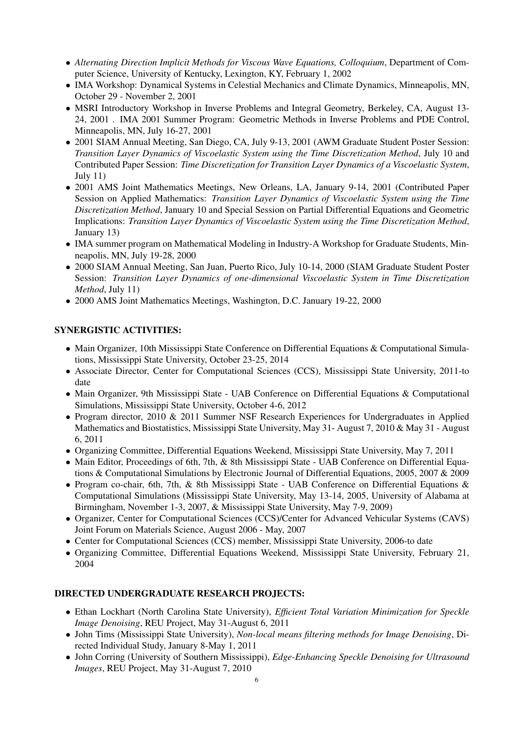- *Alternating Direction Implicit Methods for Viscous Wave Equations, Colloquium*, Department of Computer Science, University of Kentucky, Lexington, KY, February 1, 2002
- IMA Workshop: Dynamical Systems in Celestial Mechanics and Climate Dynamics, Minneapolis, MN, October 29 - November 2, 2001
- MSRI Introductory Workshop in Inverse Problems and Integral Geometry, Berkeley, CA, August 13-24, 2001 . IMA 2001 Summer Program: Geometric Methods in Inverse Problems and PDE Control, Minneapolis, MN, July 16-27, 2001
- 2001 SIAM Annual Meeting, San Diego, CA, July 9-13, 2001 (AWM Graduate Student Poster Session: *Transition Layer Dynamics of Viscoelastic System using the Time Discretization Method*, July 10 and Contributed Paper Session: *Time Discretization for Transition Layer Dynamics of a Viscoelastic System*, July 11)
- 2001 AMS Joint Mathematics Meetings, New Orleans, LA, January 9-14, 2001 (Contributed Paper Session on Applied Mathematics: *Transition Layer Dynamics of Viscoelastic System using the Time Discretization Method*, January 10 and Special Session on Partial Differential Equations and Geometric Implications: *Transition Layer Dynamics of Viscoelastic System using the Time Discretization Method*, January 13)
- IMA summer program on Mathematical Modeling in Industry-A Workshop for Graduate Students, Minneapolis, MN, July 19-28, 2000
- 2000 SIAM Annual Meeting, San Juan, Puerto Rico, July 10-14, 2000 (SIAM Graduate Student Poster Session: *Transition Layer Dynamics of one-dimensional Viscoelastic System in Time Discretization Method*, July 11)
- 2000 AMS Joint Mathematics Meetings, Washington, D.C. January 19-22, 2000

## SYNERGISTIC ACTIVITIES:

- Main Organizer, 10th Mississippi State Conference on Differential Equations & Computational Simulations, Mississippi State University, October 23-25, 2014
- Associate Director, Center for Computational Sciences (CCS), Mississippi State University, 2011-to date
- Main Organizer, 9th Mississippi State - UAB Conference on Differential Equations & Computational Simulations, Mississippi State University, October 4-6, 2012
- Program director, 2010 & 2011 Summer NSF Research Experiences for Undergraduates in Applied Mathematics and Biostatistics, Mississippi State University, May 31- August 7, 2010 & May 31 - August 6, 2011
- Organizing Committee, Differential Equations Weekend, Mississippi State University, May 7, 2011
- Main Editor, Proceedings of 6th, 7th, & 8th Mississippi State - UAB Conference on Differential Equations & Computational Simulations by Electronic Journal of Differential Equations, 2005, 2007 & 2009
- Program co-chair, 6th, 7th, & 8th Mississippi State - UAB Conference on Differential Equations & Computational Simulations (Mississippi State University, May 13-14, 2005, University of Alabama at Birmingham, November 1-3, 2007, & Mississippi State University, May 7-9, 2009)
- Organizer, Center for Computational Sciences (CCS)/Center for Advanced Vehicular Systems (CAVS) Joint Forum on Materials Science, August 2006 - May, 2007
- Center for Computational Sciences (CCS) member, Mississippi State University, 2006-to date
- Organizing Committee, Differential Equations Weekend, Mississippi State University, February 21, 2004

## DIRECTED UNDERGRADUATE RESEARCH PROJECTS:

- Ethan Lockhart (North Carolina State University), *Efficient Total Variation Minimization for Speckle Image Denoising*, REU Project, May 31-August 6, 2011
- John Tims (Mississippi State University), *Non-local means filtering methods for Image Denoising*, Directed Individual Study, January 8-May 1, 2011
- John Corring (University of Southern Mississippi), *Edge-Enhancing Speckle Denoising for Ultrasound Images*, REU Project, May 31-August 7, 2010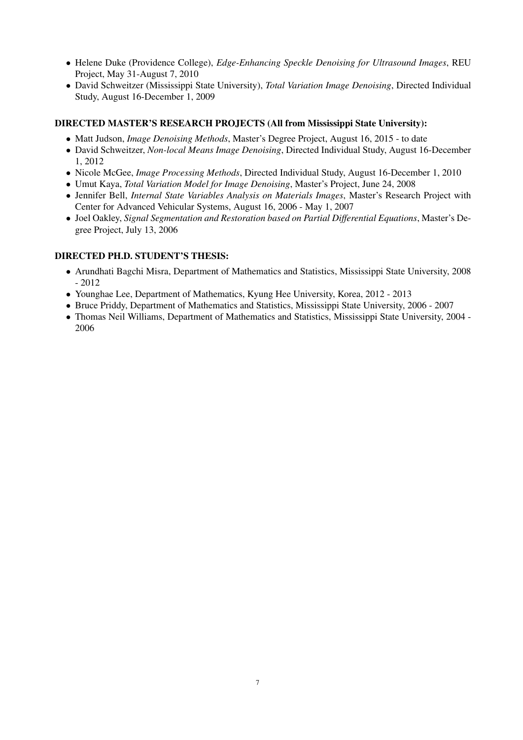- Helene Duke (Providence College), *Edge-Enhancing Speckle Denoising for Ultrasound Images*, REU Project, May 31-August 7, 2010
- David Schweitzer (Mississippi State University), *Total Variation Image Denoising*, Directed Individual Study, August 16-December 1, 2009

### DIRECTED MASTER'S RESEARCH PROJECTS (All from Mississippi State University):

- Matt Judson, *Image Denoising Methods*, Master's Degree Project, August 16, 2015 - to date
- David Schweitzer, *Non-local Means Image Denoising*, Directed Individual Study, August 16-December 1, 2012
- Nicole McGee, *Image Processing Methods*, Directed Individual Study, August 16-December 1, 2010
- Umut Kaya, *Total Variation Model for Image Denoising*, Master's Project, June 24, 2008
- Jennifer Bell, *Internal State Variables Analysis on Materials Images*, Master's Research Project with Center for Advanced Vehicular Systems, August 16, 2006 - May 1, 2007
- Joel Oakley, *Signal Segmentation and Restoration based on Partial Differential Equations*, Master's Degree Project, July 13, 2006

### DIRECTED PH.D. STUDENT'S THESIS:

- Arundhati Bagchi Misra, Department of Mathematics and Statistics, Mississippi State University, 2008 - 2012
- Younghae Lee, Department of Mathematics, Kyung Hee University, Korea, 2012 - 2013
- Bruce Priddy, Department of Mathematics and Statistics, Mississippi State University, 2006 - 2007
- Thomas Neil Williams, Department of Mathematics and Statistics, Mississippi State University, 2004 - 2006